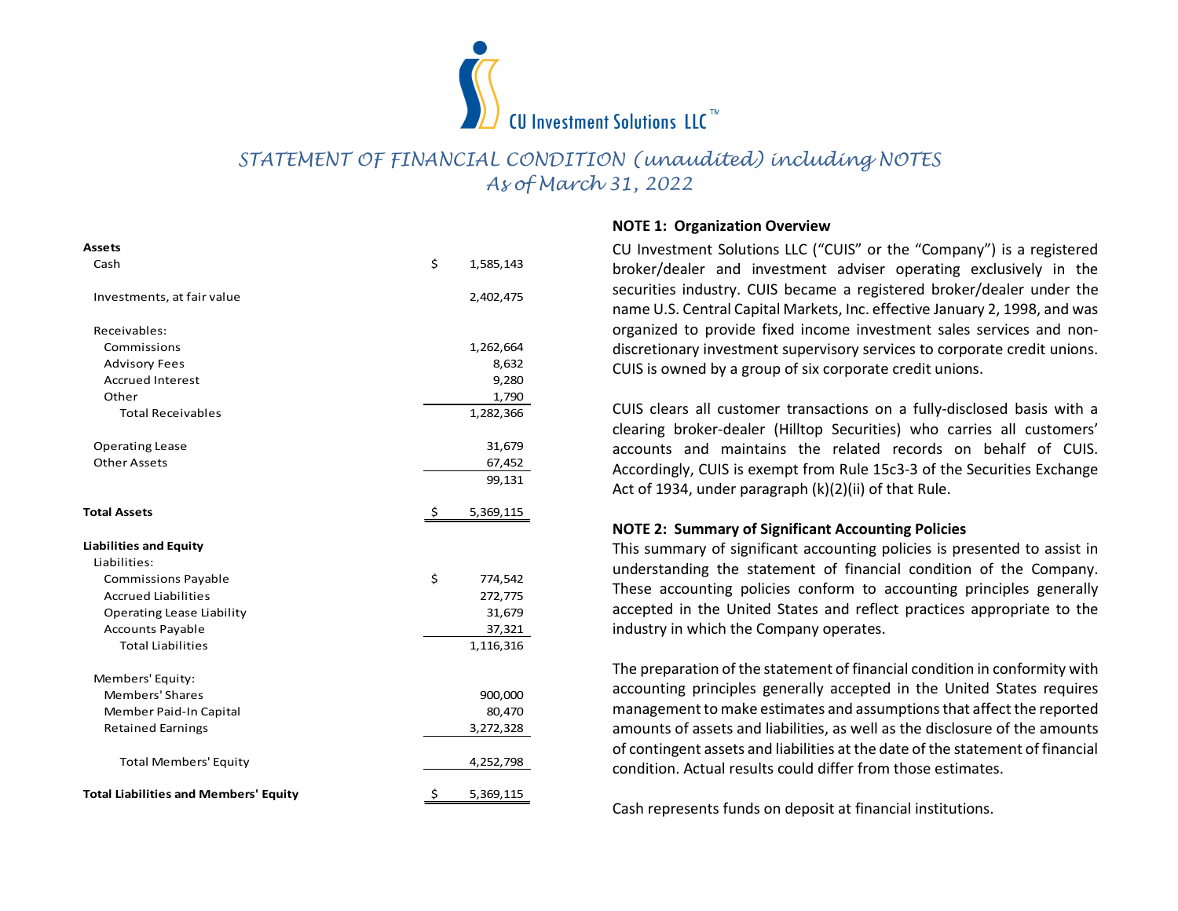CU Investment Solutions LLC™

# STATEMENT OF FINANCIAL CONDITION (unaudited) including NOTES

## As of March 31, 2022

| | | |
|---|---|---|
| **Assets** | | |
| Cash | $ | 1,585,143 |
| Investments, at fair value | | 2,402,475 |
| Receivables: | | |
| Commissions | | 1,262,664 |
| Advisory Fees | | 8,632 |
| Accrued Interest | | 9,280 |
| Other | | 1,790 |
| Total Receivables | | 1,282,366 |
| Operating Lease | | 31,679 |
| Other Assets | | 67,452 |
| | | 99,131 |
| **Total Assets** | $ | 5,369,115 |
| **Liabilities and Equity** | | |
| Liabilities: | | |
| Commissions Payable | $ | 774,542 |
| Accrued Liabilities | | 272,775 |
| Operating Lease Liability | | 31,679 |
| Accounts Payable | | 37,321 |
| Total Liabilities | | 1,116,316 |
| Members' Equity: | | |
| Members' Shares | | 900,000 |
| Member Paid-In Capital | | 80,470 |
| Retained Earnings | | 3,272,328 |
| Total Members' Equity | | 4,252,798 |
| **Total Liabilities and Members' Equity** | $ | 5,369,115 |

**NOTE 1: Organization Overview**

CU Investment Solutions LLC ("CUIS" or the "Company") is a registered broker/dealer and investment adviser operating exclusively in the securities industry. CUIS became a registered broker/dealer under the name U.S. Central Capital Markets, Inc. effective January 2, 1998, and was organized to provide fixed income investment sales services and non-discretionary investment supervisory services to corporate credit unions. CUIS is owned by a group of six corporate credit unions.

CUIS clears all customer transactions on a fully-disclosed basis with a clearing broker-dealer (Hilltop Securities) who carries all customers' accounts and maintains the related records on behalf of CUIS. Accordingly, CUIS is exempt from Rule 15c3-3 of the Securities Exchange Act of 1934, under paragraph (k)(2)(ii) of that Rule.

**NOTE 2: Summary of Significant Accounting Policies**

This summary of significant accounting policies is presented to assist in understanding the statement of financial condition of the Company. These accounting policies conform to accounting principles generally accepted in the United States and reflect practices appropriate to the industry in which the Company operates.

The preparation of the statement of financial condition in conformity with accounting principles generally accepted in the United States requires management to make estimates and assumptions that affect the reported amounts of assets and liabilities, as well as the disclosure of the amounts of contingent assets and liabilities at the date of the statement of financial condition. Actual results could differ from those estimates.

Cash represents funds on deposit at financial institutions.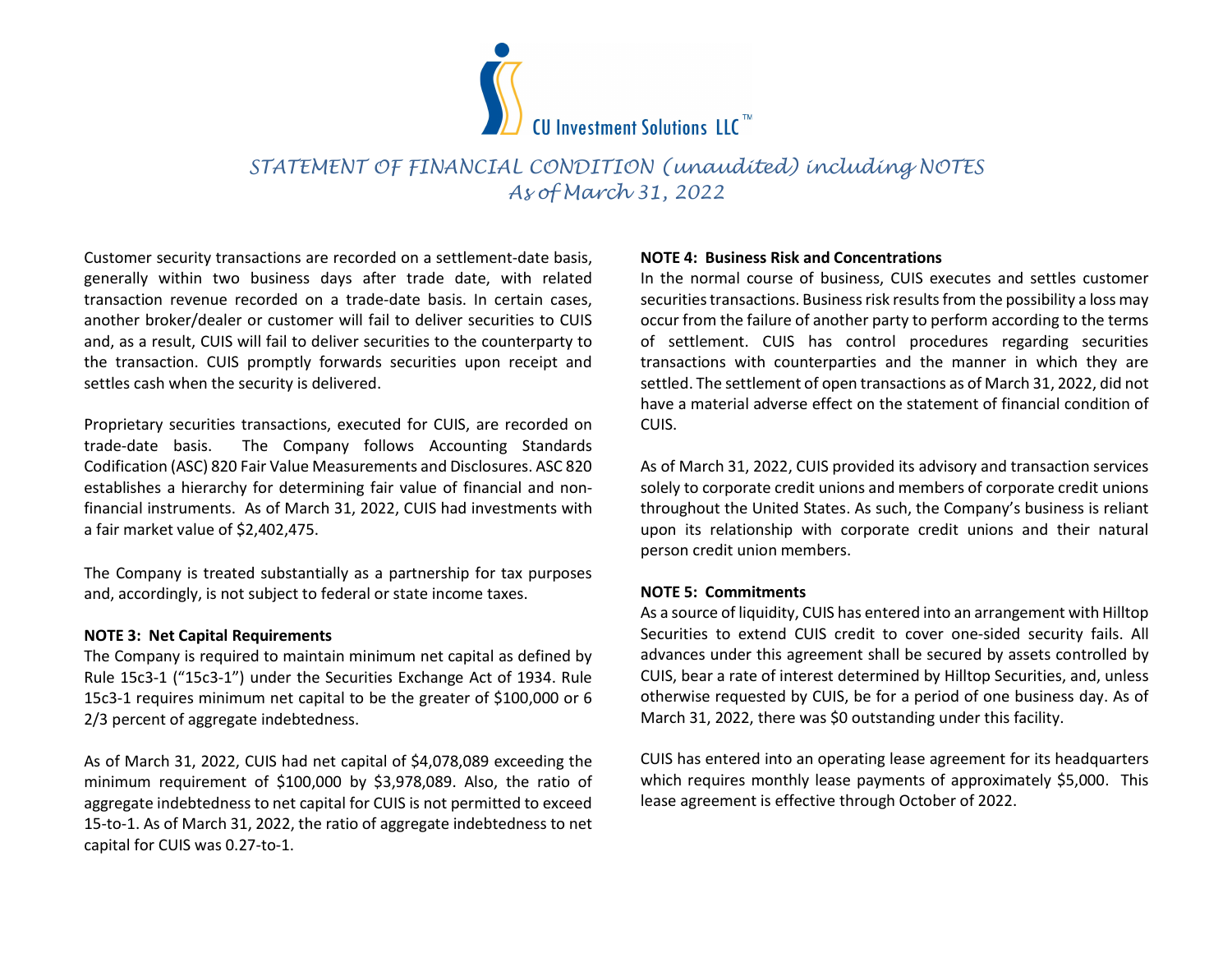CU Investment Solutions LLC™

*STATEMENT OF FINANCIAL CONDITION (unaudited) including NOTES*
*As of March 31, 2022*

Customer security transactions are recorded on a settlement-date basis, generally within two business days after trade date, with related transaction revenue recorded on a trade-date basis. In certain cases, another broker/dealer or customer will fail to deliver securities to CUIS and, as a result, CUIS will fail to deliver securities to the counterparty to the transaction. CUIS promptly forwards securities upon receipt and settles cash when the security is delivered.

Proprietary securities transactions, executed for CUIS, are recorded on trade-date basis. The Company follows Accounting Standards Codification (ASC) 820 Fair Value Measurements and Disclosures. ASC 820 establishes a hierarchy for determining fair value of financial and non-financial instruments. As of March 31, 2022, CUIS had investments with a fair market value of $2,402,475.

The Company is treated substantially as a partnership for tax purposes and, accordingly, is not subject to federal or state income taxes.

**NOTE 3: Net Capital Requirements**

The Company is required to maintain minimum net capital as defined by Rule 15c3-1 ("15c3-1") under the Securities Exchange Act of 1934. Rule 15c3-1 requires minimum net capital to be the greater of $100,000 or 6 2/3 percent of aggregate indebtedness.

As of March 31, 2022, CUIS had net capital of $4,078,089 exceeding the minimum requirement of $100,000 by $3,978,089. Also, the ratio of aggregate indebtedness to net capital for CUIS is not permitted to exceed 15-to-1. As of March 31, 2022, the ratio of aggregate indebtedness to net capital for CUIS was 0.27-to-1.

**NOTE 4: Business Risk and Concentrations**

In the normal course of business, CUIS executes and settles customer securities transactions. Business risk results from the possibility a loss may occur from the failure of another party to perform according to the terms of settlement. CUIS has control procedures regarding securities transactions with counterparties and the manner in which they are settled. The settlement of open transactions as of March 31, 2022, did not have a material adverse effect on the statement of financial condition of CUIS.

As of March 31, 2022, CUIS provided its advisory and transaction services solely to corporate credit unions and members of corporate credit unions throughout the United States. As such, the Company's business is reliant upon its relationship with corporate credit unions and their natural person credit union members.

**NOTE 5: Commitments**

As a source of liquidity, CUIS has entered into an arrangement with Hilltop Securities to extend CUIS credit to cover one-sided security fails. All advances under this agreement shall be secured by assets controlled by CUIS, bear a rate of interest determined by Hilltop Securities, and, unless otherwise requested by CUIS, be for a period of one business day. As of March 31, 2022, there was $0 outstanding under this facility.

CUIS has entered into an operating lease agreement for its headquarters which requires monthly lease payments of approximately $5,000. This lease agreement is effective through October of 2022.